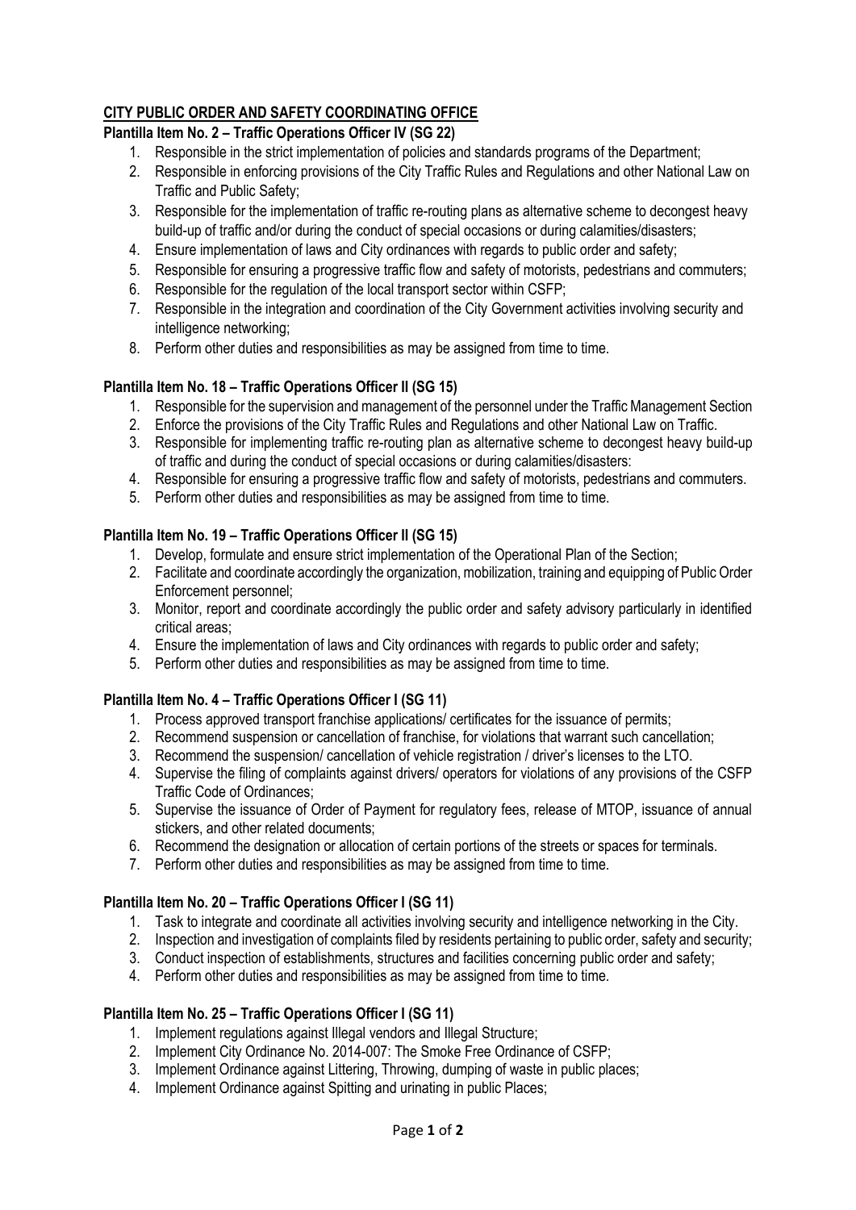## CITY PUBLIC ORDER AND SAFETY COORDINATING OFFICE

### Plantilla Item No. 2 – Traffic Operations Officer IV (SG 22)

1. Responsible in the strict implementation of policies and standards programs of the Department;
2. Responsible in enforcing provisions of the City Traffic Rules and Regulations and other National Law on Traffic and Public Safety;
3. Responsible for the implementation of traffic re-routing plans as alternative scheme to decongest heavy build-up of traffic and/or during the conduct of special occasions or during calamities/disasters;
4. Ensure implementation of laws and City ordinances with regards to public order and safety;
5. Responsible for ensuring a progressive traffic flow and safety of motorists, pedestrians and commuters;
6. Responsible for the regulation of the local transport sector within CSFP;
7. Responsible in the integration and coordination of the City Government activities involving security and intelligence networking;
8. Perform other duties and responsibilities as may be assigned from time to time.

### Plantilla Item No. 18 – Traffic Operations Officer II (SG 15)

1. Responsible for the supervision and management of the personnel under the Traffic Management Section
2. Enforce the provisions of the City Traffic Rules and Regulations and other National Law on Traffic.
3. Responsible for implementing traffic re-routing plan as alternative scheme to decongest heavy build-up of traffic and during the conduct of special occasions or during calamities/disasters:
4. Responsible for ensuring a progressive traffic flow and safety of motorists, pedestrians and commuters.
5. Perform other duties and responsibilities as may be assigned from time to time.

### Plantilla Item No. 19 – Traffic Operations Officer II (SG 15)

1. Develop, formulate and ensure strict implementation of the Operational Plan of the Section;
2. Facilitate and coordinate accordingly the organization, mobilization, training and equipping of Public Order Enforcement personnel;
3. Monitor, report and coordinate accordingly the public order and safety advisory particularly in identified critical areas;
4. Ensure the implementation of laws and City ordinances with regards to public order and safety;
5. Perform other duties and responsibilities as may be assigned from time to time.

### Plantilla Item No. 4 – Traffic Operations Officer I (SG 11)

1. Process approved transport franchise applications/ certificates for the issuance of permits;
2. Recommend suspension or cancellation of franchise, for violations that warrant such cancellation;
3. Recommend the suspension/ cancellation of vehicle registration / driver's licenses to the LTO.
4. Supervise the filing of complaints against drivers/ operators for violations of any provisions of the CSFP Traffic Code of Ordinances;
5. Supervise the issuance of Order of Payment for regulatory fees, release of MTOP, issuance of annual stickers, and other related documents;
6. Recommend the designation or allocation of certain portions of the streets or spaces for terminals.
7. Perform other duties and responsibilities as may be assigned from time to time.

### Plantilla Item No. 20 – Traffic Operations Officer I (SG 11)

1. Task to integrate and coordinate all activities involving security and intelligence networking in the City.
2. Inspection and investigation of complaints filed by residents pertaining to public order, safety and security;
3. Conduct inspection of establishments, structures and facilities concerning public order and safety;
4. Perform other duties and responsibilities as may be assigned from time to time.

### Plantilla Item No. 25 – Traffic Operations Officer I (SG 11)

1. Implement regulations against Illegal vendors and Illegal Structure;
2. Implement City Ordinance No. 2014-007: The Smoke Free Ordinance of CSFP;
3. Implement Ordinance against Littering, Throwing, dumping of waste in public places;
4. Implement Ordinance against Spitting and urinating in public Places;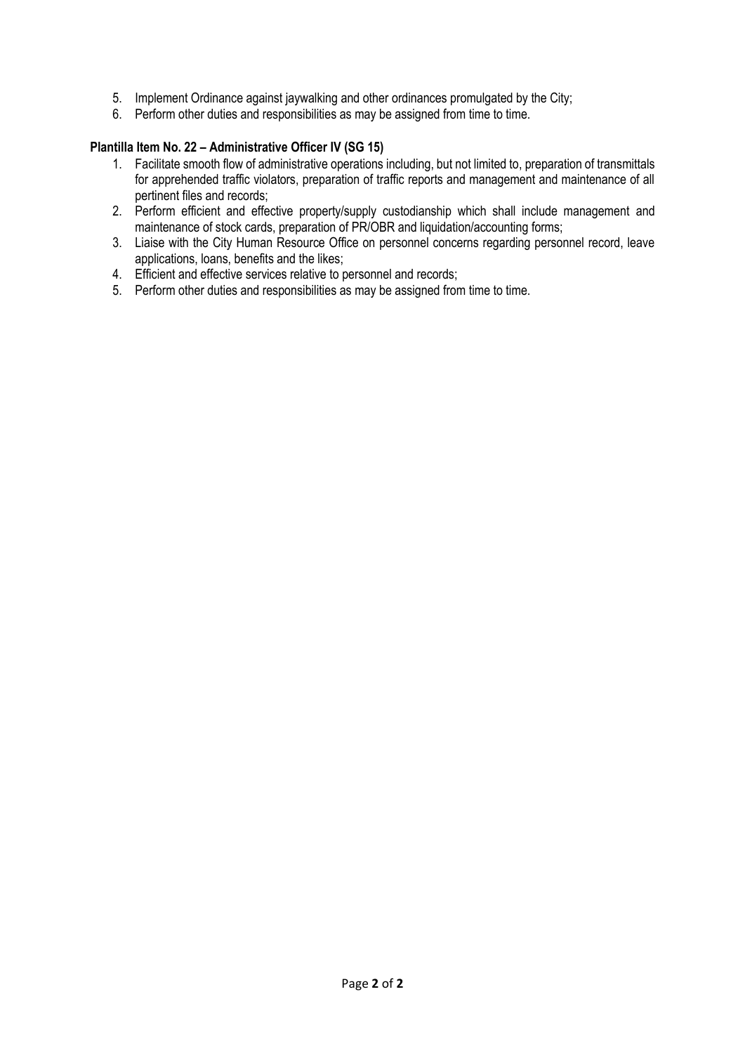5. Implement Ordinance against jaywalking and other ordinances promulgated by the City;
6. Perform other duties and responsibilities as may be assigned from time to time.

**Plantilla Item No. 22 – Administrative Officer IV (SG 15)**

1. Facilitate smooth flow of administrative operations including, but not limited to, preparation of transmittals for apprehended traffic violators, preparation of traffic reports and management and maintenance of all pertinent files and records;
2. Perform efficient and effective property/supply custodianship which shall include management and maintenance of stock cards, preparation of PR/OBR and liquidation/accounting forms;
3. Liaise with the City Human Resource Office on personnel concerns regarding personnel record, leave applications, loans, benefits and the likes;
4. Efficient and effective services relative to personnel and records;
5. Perform other duties and responsibilities as may be assigned from time to time.